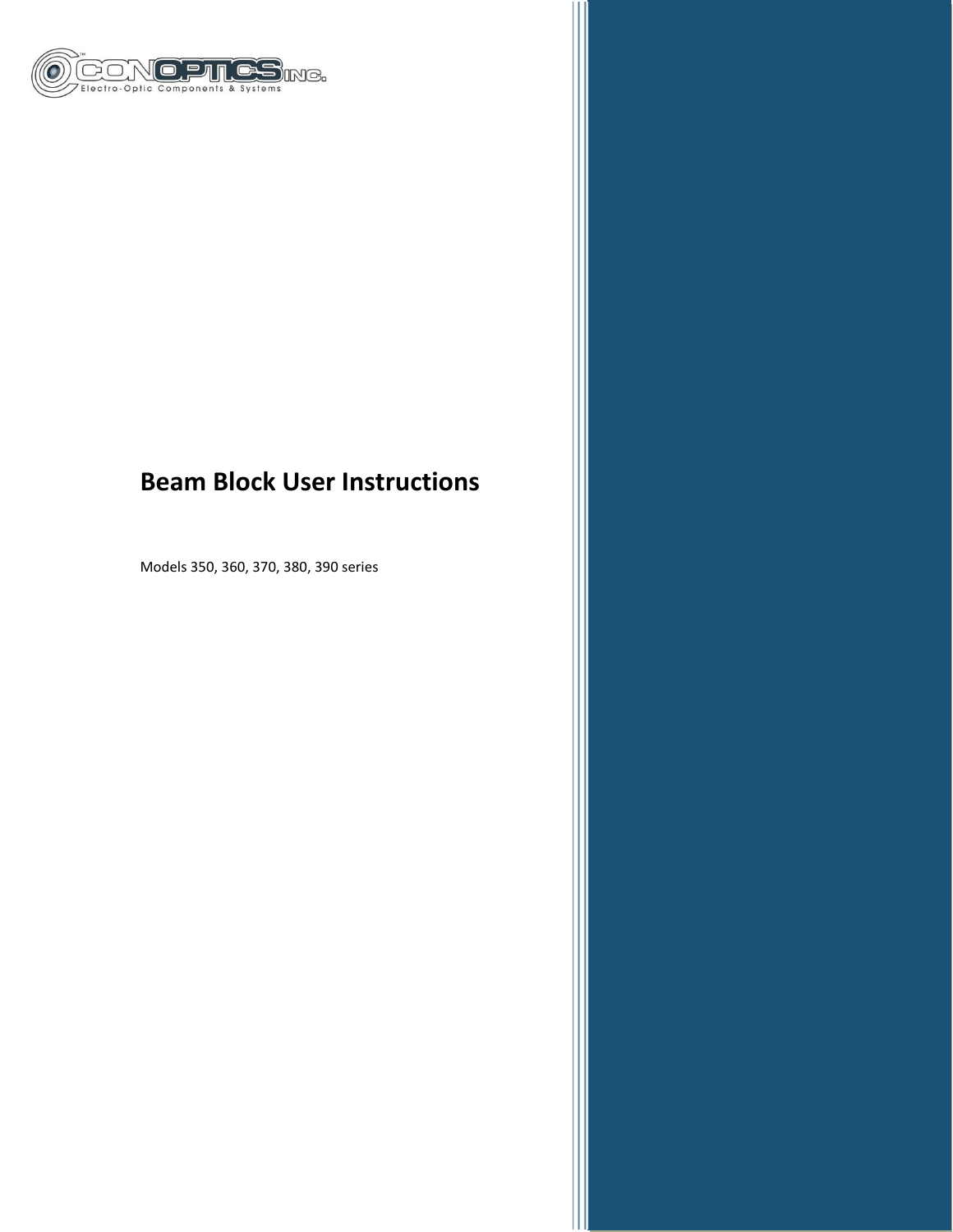CONOPTICS INC.
Electro-Optic Components & Systems

# Beam Block User Instructions

Models 350, 360, 370, 380, 390 series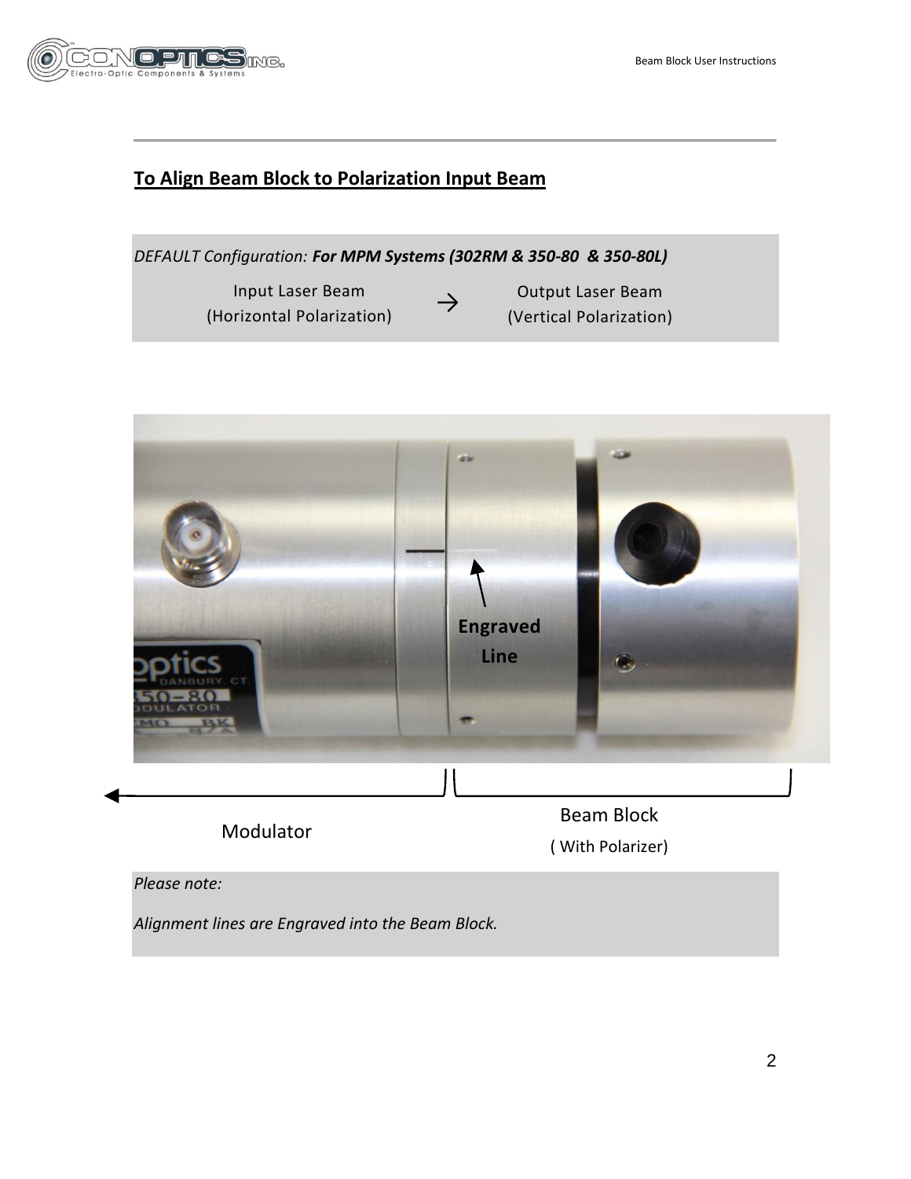## To Align Beam Block to Polarization Input Beam

*DEFAULT Configuration:* ***For MPM Systems (302RM & 350-80 & 350-80L)***

Input Laser Beam (Horizontal Polarization) → Output Laser Beam (Vertical Polarization)

**Engraved Line**

Modulator

Beam Block
( With Polarizer)

*Please note:*

*Alignment lines are Engraved into the Beam Block.*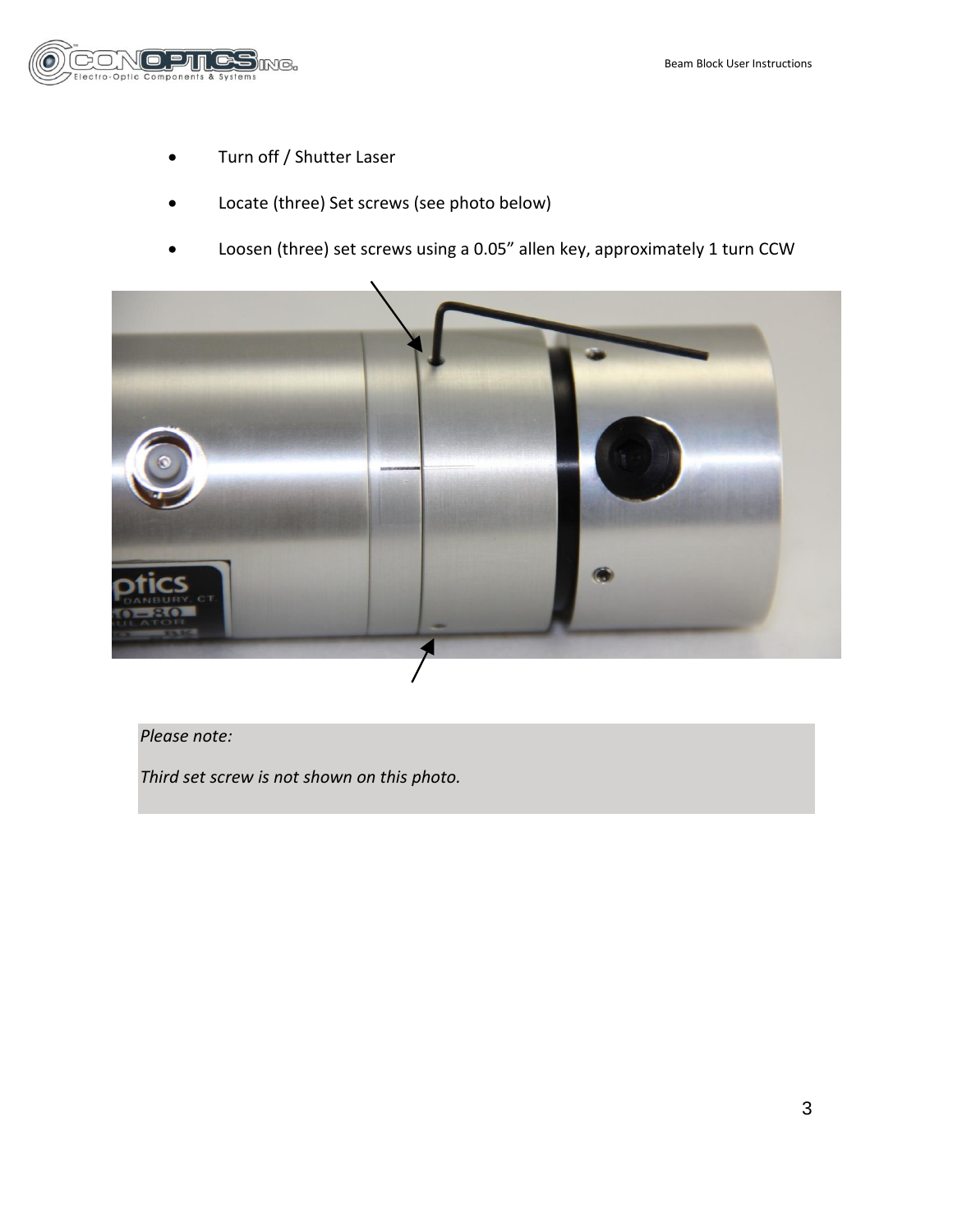- Turn off / Shutter Laser
- Locate (three) Set screws (see photo below)
- Loosen (three) set screws using a 0.05” allen key, approximately 1 turn CCW

*Please note:*

*Third set screw is not shown on this photo.*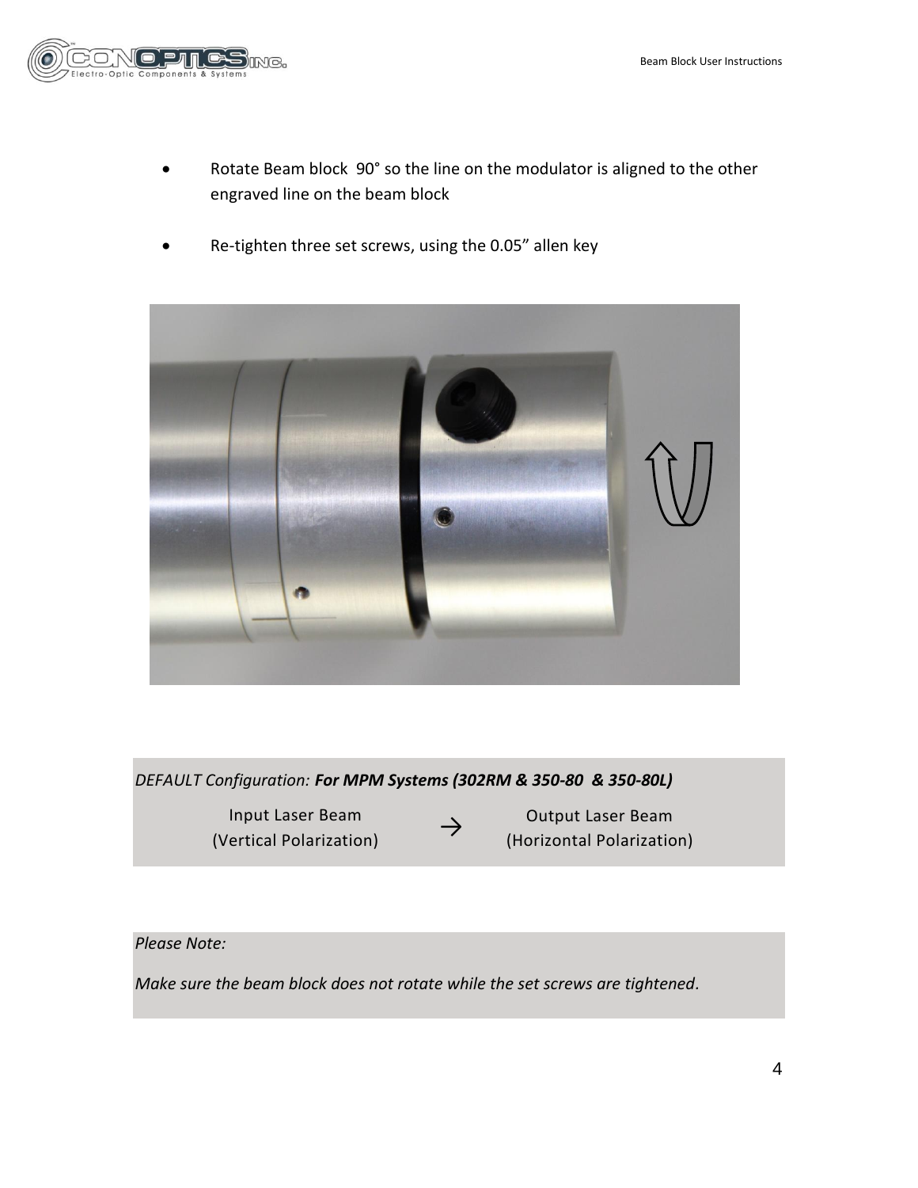- Rotate Beam block 90° so the line on the modulator is aligned to the other engraved line on the beam block
- Re-tighten three set screws, using the 0.05" allen key

*DEFAULT Configuration:* ***For MPM Systems (302RM & 350-80 & 350-80L)***

| Input Laser Beam (Vertical Polarization) | → | Output Laser Beam (Horizontal Polarization) |
|---|---|---|

*Please Note:*

*Make sure the beam block does not rotate while the set screws are tightened.*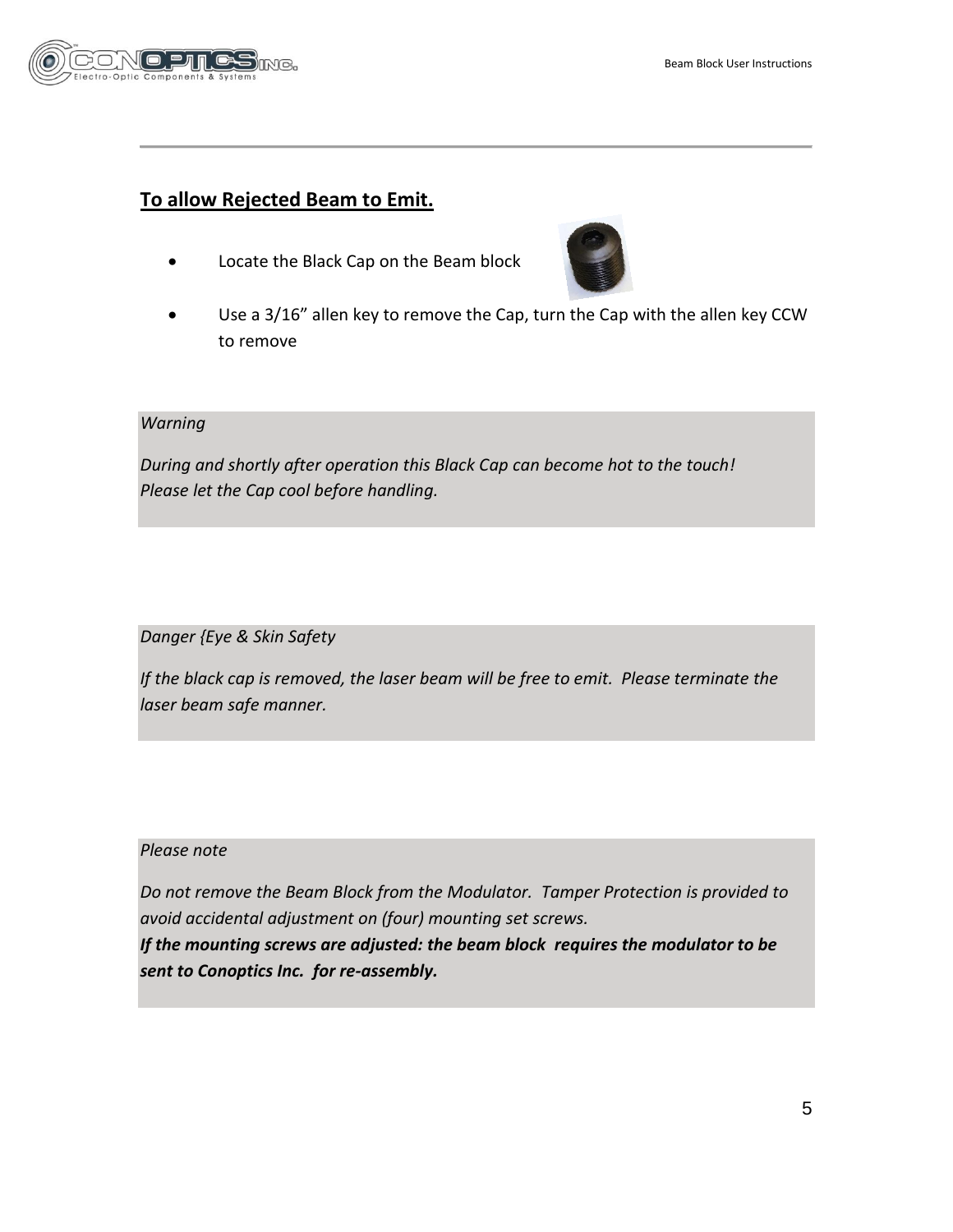## To allow Rejected Beam to Emit.

- Locate the Black Cap on the Beam block
- Use a 3/16" allen key to remove the Cap, turn the Cap with the allen key CCW to remove

*Warning*

*During and shortly after operation this Black Cap can become hot to the touch! Please let the Cap cool before handling.*

*Danger {Eye & Skin Safety*

*If the black cap is removed, the laser beam will be free to emit. Please terminate the laser beam safe manner.*

*Please note*

*Do not remove the Beam Block from the Modulator. Tamper Protection is provided to avoid accidental adjustment on (four) mounting set screws.*
***If the mounting screws are adjusted: the beam block requires the modulator to be sent to Conoptics Inc. for re-assembly.***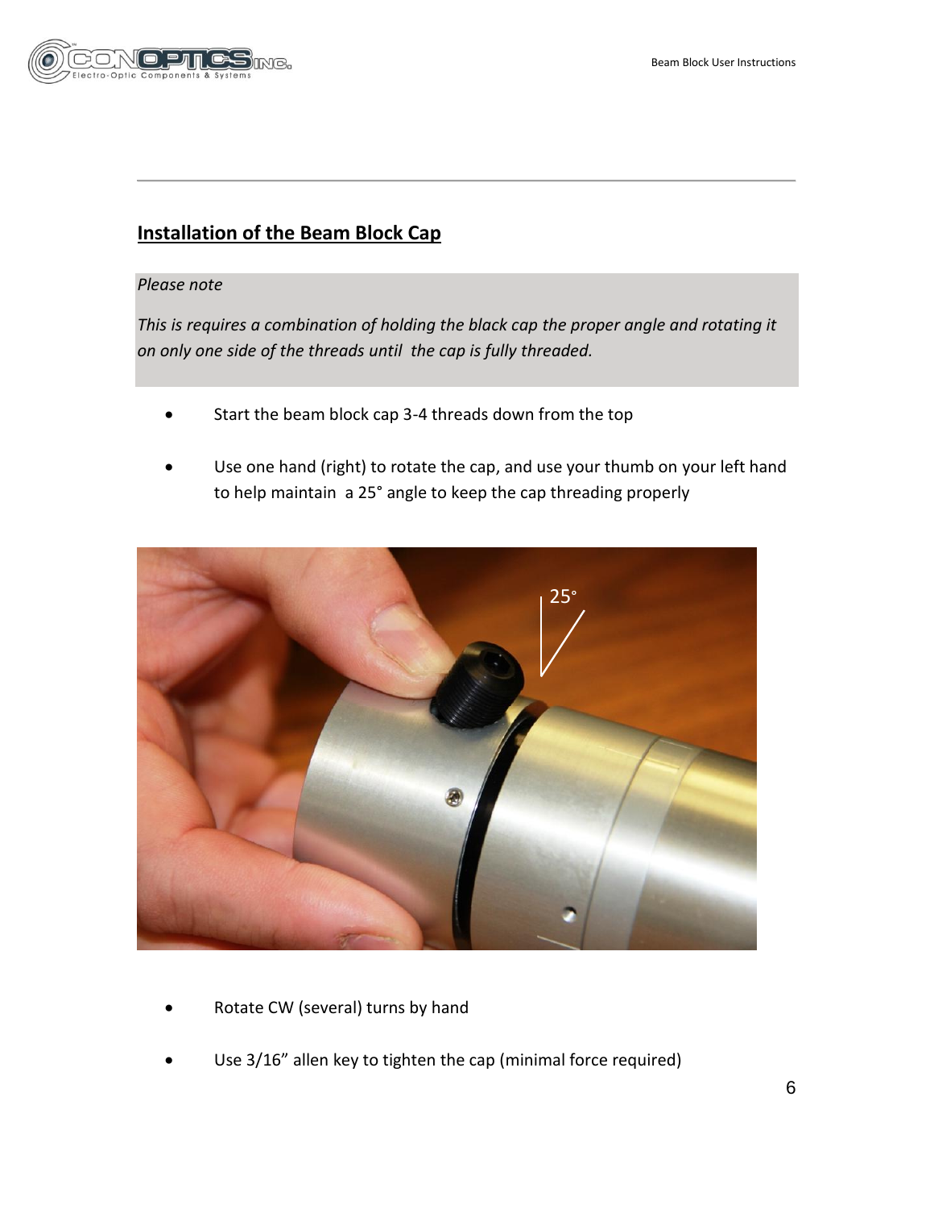## Installation of the Beam Block Cap

*Please note*

*This is requires a combination of holding the black cap the proper angle and rotating it on only one side of the threads until the cap is fully threaded.*

- Start the beam block cap 3-4 threads down from the top
- Use one hand (right) to rotate the cap, and use your thumb on your left hand to help maintain a 25° angle to keep the cap threading properly

25°

- Rotate CW (several) turns by hand
- Use 3/16" allen key to tighten the cap (minimal force required)